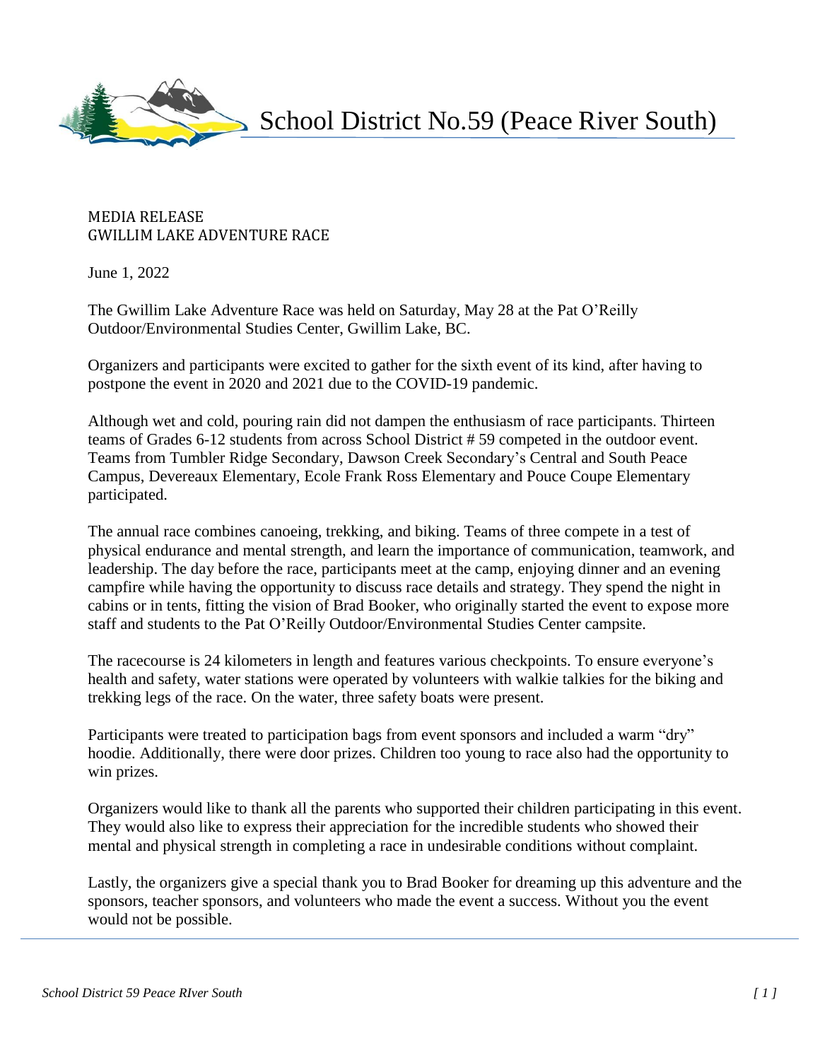# School District No.59 (Peace River South)

MEDIA RELEASE
GWILLIM LAKE ADVENTURE RACE

June 1, 2022

The Gwillim Lake Adventure Race was held on Saturday, May 28 at the Pat O'Reilly Outdoor/Environmental Studies Center, Gwillim Lake, BC.

Organizers and participants were excited to gather for the sixth event of its kind, after having to postpone the event in 2020 and 2021 due to the COVID-19 pandemic.

Although wet and cold, pouring rain did not dampen the enthusiasm of race participants. Thirteen teams of Grades 6-12 students from across School District # 59 competed in the outdoor event. Teams from Tumbler Ridge Secondary, Dawson Creek Secondary's Central and South Peace Campus, Devereaux Elementary, Ecole Frank Ross Elementary and Pouce Coupe Elementary participated.

The annual race combines canoeing, trekking, and biking. Teams of three compete in a test of physical endurance and mental strength, and learn the importance of communication, teamwork, and leadership. The day before the race, participants meet at the camp, enjoying dinner and an evening campfire while having the opportunity to discuss race details and strategy. They spend the night in cabins or in tents, fitting the vision of Brad Booker, who originally started the event to expose more staff and students to the Pat O'Reilly Outdoor/Environmental Studies Center campsite.

The racecourse is 24 kilometers in length and features various checkpoints. To ensure everyone's health and safety, water stations were operated by volunteers with walkie talkies for the biking and trekking legs of the race. On the water, three safety boats were present.

Participants were treated to participation bags from event sponsors and included a warm "dry" hoodie. Additionally, there were door prizes. Children too young to race also had the opportunity to win prizes.

Organizers would like to thank all the parents who supported their children participating in this event. They would also like to express their appreciation for the incredible students who showed their mental and physical strength in completing a race in undesirable conditions without complaint.

Lastly, the organizers give a special thank you to Brad Booker for dreaming up this adventure and the sponsors, teacher sponsors, and volunteers who made the event a success. Without you the event would not be possible.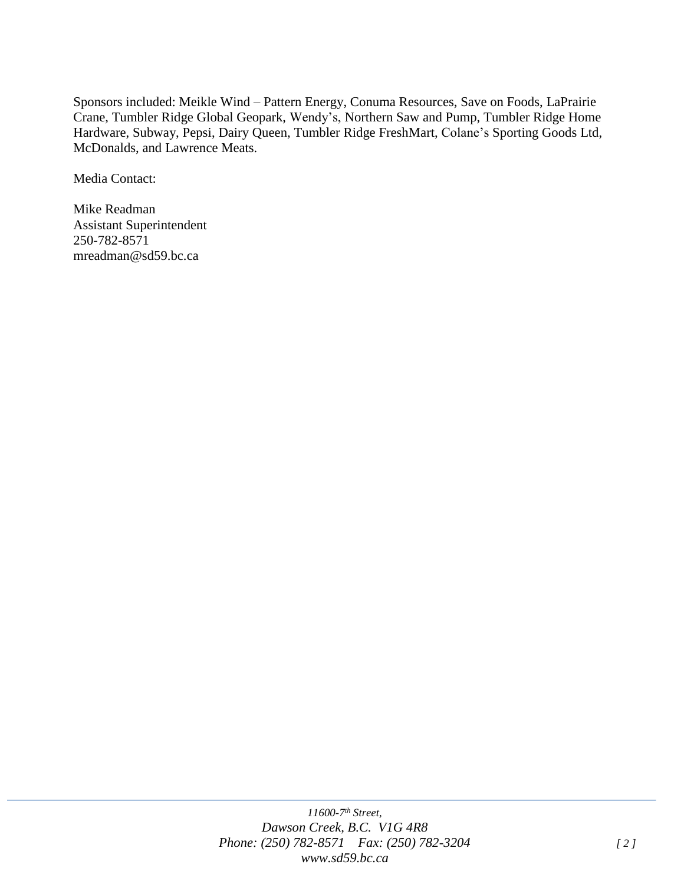Sponsors included: Meikle Wind – Pattern Energy, Conuma Resources, Save on Foods, LaPrairie Crane, Tumbler Ridge Global Geopark, Wendy's, Northern Saw and Pump, Tumbler Ridge Home Hardware, Subway, Pepsi, Dairy Queen, Tumbler Ridge FreshMart, Colane's Sporting Goods Ltd, McDonalds, and Lawrence Meats.

Media Contact:

Mike Readman
Assistant Superintendent
250-782-8571
mreadman@sd59.bc.ca